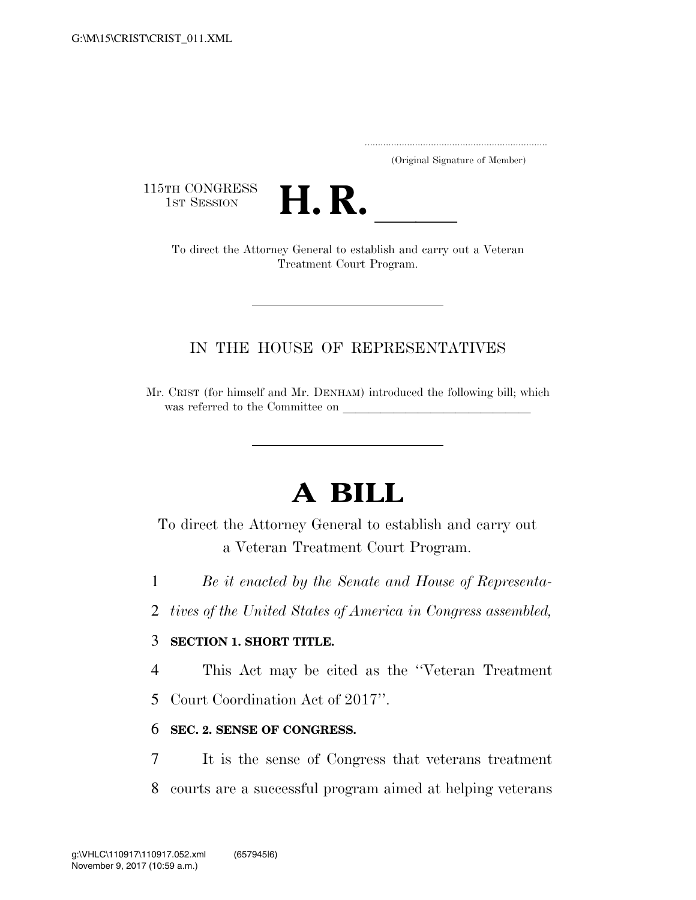.....................................................................
(Original Signature of Member)

115TH CONGRESS
1ST SESSION

# H. R. ______

To direct the Attorney General to establish and carry out a Veteran Treatment Court Program.

---

IN THE HOUSE OF REPRESENTATIVES

Mr. CRIST (for himself and Mr. DENHAM) introduced the following bill; which was referred to the Committee on ______________________________

---

# A BILL

To direct the Attorney General to establish and carry out a Veteran Treatment Court Program.

1 *Be it enacted by the Senate and House of Representa-*
2 *tives of the United States of America in Congress assembled,*

3 **SECTION 1. SHORT TITLE.**

4 This Act may be cited as the "Veteran Treatment
5 Court Coordination Act of 2017".

6 **SEC. 2. SENSE OF CONGRESS.**

7 It is the sense of Congress that veterans treatment
8 courts are a successful program aimed at helping veterans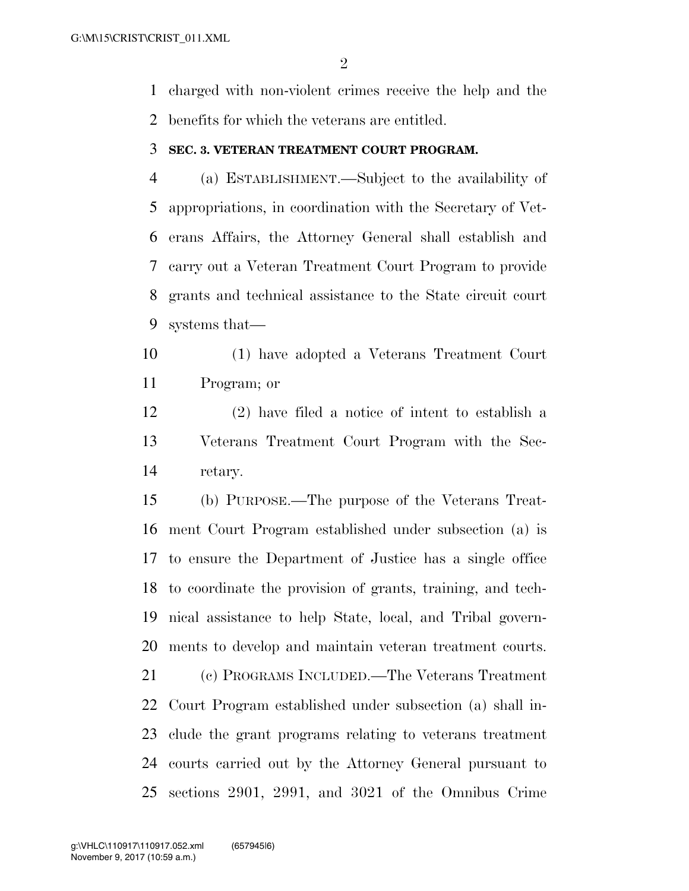charged with non-violent crimes receive the help and the benefits for which the veterans are entitled.

**SEC. 3. VETERAN TREATMENT COURT PROGRAM.**

(a) ESTABLISHMENT.—Subject to the availability of appropriations, in coordination with the Secretary of Veterans Affairs, the Attorney General shall establish and carry out a Veteran Treatment Court Program to provide grants and technical assistance to the State circuit court systems that—

(1) have adopted a Veterans Treatment Court Program; or

(2) have filed a notice of intent to establish a Veterans Treatment Court Program with the Secretary.

(b) PURPOSE.—The purpose of the Veterans Treatment Court Program established under subsection (a) is to ensure the Department of Justice has a single office to coordinate the provision of grants, training, and technical assistance to help State, local, and Tribal governments to develop and maintain veteran treatment courts.

(c) PROGRAMS INCLUDED.—The Veterans Treatment Court Program established under subsection (a) shall include the grant programs relating to veterans treatment courts carried out by the Attorney General pursuant to sections 2901, 2991, and 3021 of the Omnibus Crime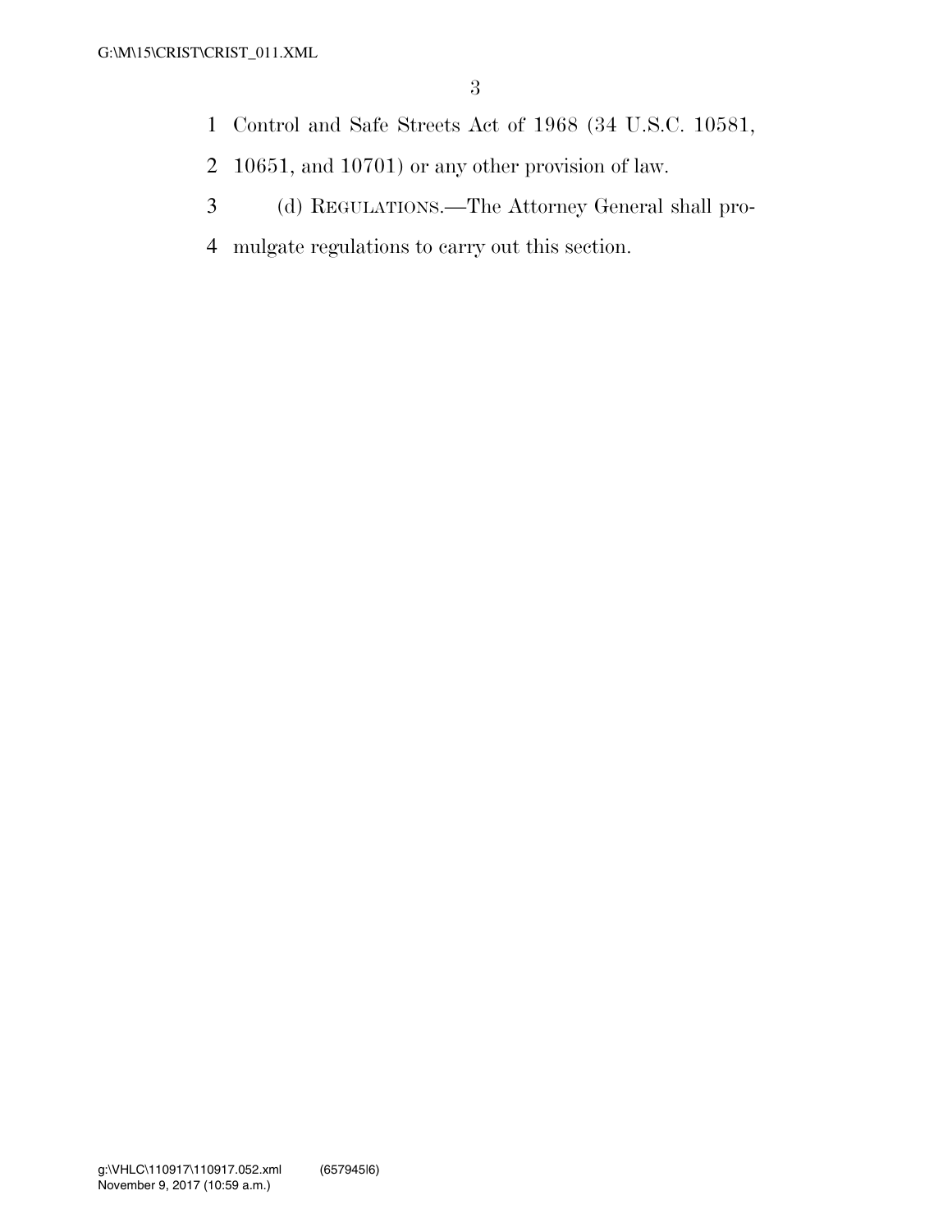Control and Safe Streets Act of 1968 (34 U.S.C. 10581, 10651, and 10701) or any other provision of law.

(d) REGULATIONS.—The Attorney General shall promulgate regulations to carry out this section.